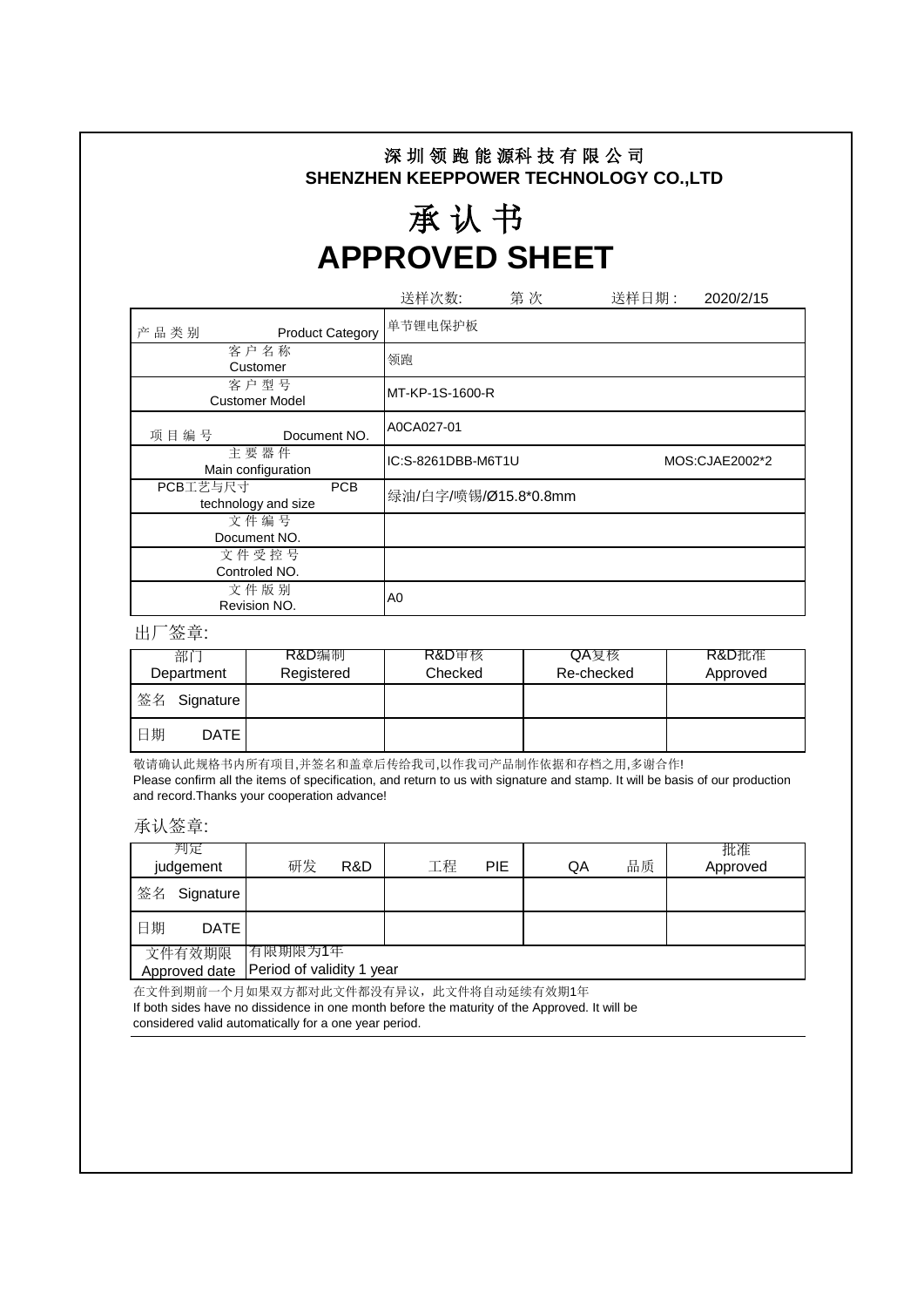# 深圳领跑能源科技有限公司
## SHENZHEN KEEPPOWER TECHNOLOGY CO.,LTD

# 承认书
# APPROVED SHEET

送样次数:　　第 次　　送样日期 :　2020/2/15

| 产品类别 Product Category | 单节锂电保护板 |
|---|---|
| 客户名称 Customer | 领跑 |
| 客户型号 Customer Model | MT-KP-1S-1600-R |
| 项目编号 Document NO. | A0CA027-01 |
| 主要器件 Main configuration | IC:S-8261DBB-M6T1U　　MOS:CJAE2002*2 |
| PCB工艺与尺寸 PCB technology and size | 绿油/白字/喷锡/Ø15.8*0.8mm |
| 文件编号 Document NO. | |
| 文件受控号 Controled NO. | |
| 文件版别 Revision NO. | A0 |

出厂签章:

| 部门 Department | R&D编制 Registered | R&D审核 Checked | QA复核 Re-checked | R&D批准 Approved |
|---|---|---|---|---|
| 签名 Signature | | | | |
| 日期 DATE | | | | |

敬请确认此规格书内所有项目,并签名和盖章后传给我司,以作我司产品制作依据和存档之用,多谢合作!

Please confirm all the items of specification, and return to us with signature and stamp. It will be basis of our production and record.Thanks your cooperation advance!

承认签章:

| 判定 judgement | 研发 R&D | 工程 PIE | QA 品质 | 批准 Approved |
|---|---|---|---|---|
| 签名 Signature | | | | |
| 日期 DATE | | | | |
| 文件有效期限 Approved date | 有限期限为1年 Period of validity 1 year | | | |

在文件到期前一个月如果双方都对此文件都没有异议，此文件将自动延续有效期1年

If both sides have no dissidence in one month before the maturity of the Approved. It will be considered valid automatically for a one year period.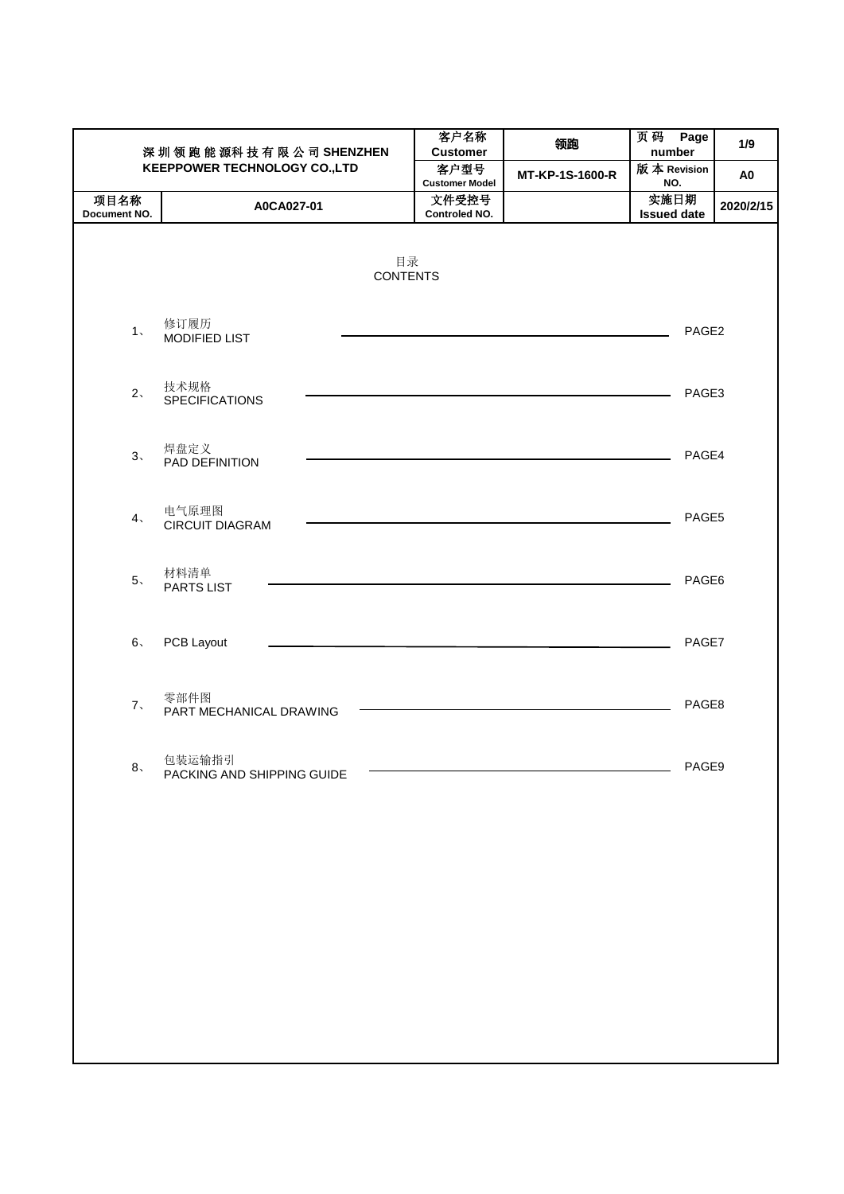| 深圳领跑能源科技有限公司 SHENZHEN KEEPPOWER TECHNOLOGY CO.,LTD | | 客户名称 Customer | 领跑 | 页码 Page number | 1/9 |
|---|---|---|---|---|---|
| | | 客户型号 Customer Model | MT-KP-1S-1600-R | 版本 Revision NO. | A0 |
| 项目名称 Document NO. | A0CA027-01 | 文件受控号 Controled NO. | | 实施日期 Issued date | 2020/2/15 |

## 目录
## CONTENTS

1、 修订履历 MODIFIED LIST ———— PAGE2

2、 技术规格 SPECIFICATIONS ———— PAGE3

3、 焊盘定义 PAD DEFINITION ———— PAGE4

4、 电气原理图 CIRCUIT DIAGRAM ———— PAGE5

5、 材料清单 PARTS LIST ———— PAGE6

6、 PCB Layout ———— PAGE7

7、 零部件图 PART MECHANICAL DRAWING ———— PAGE8

8、 包装运输指引 PACKING AND SHIPPING GUIDE ———— PAGE9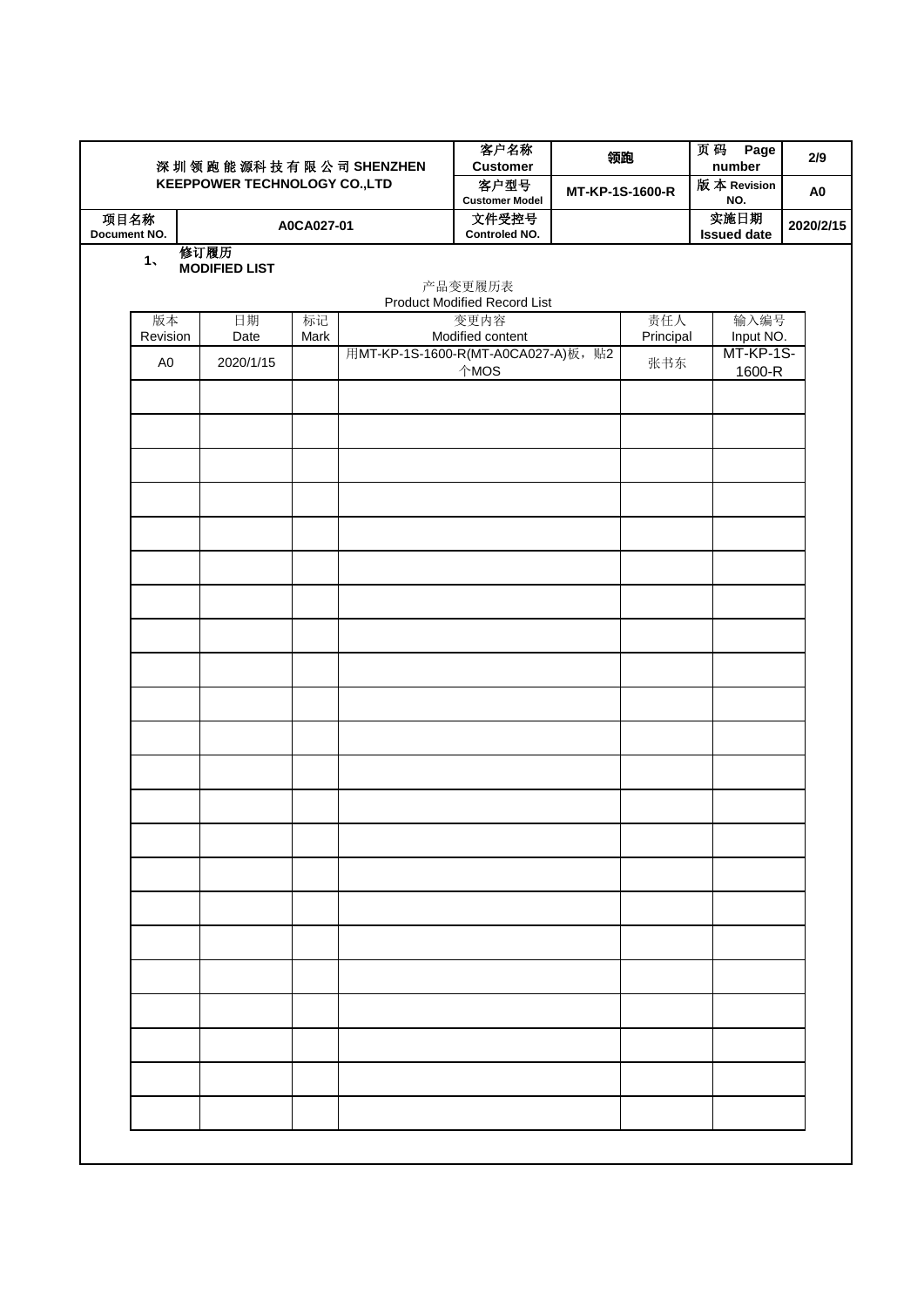| 深圳领跑能源科技有限公司 SHENZHEN KEEPPOWER TECHNOLOGY CO.,LTD | | 客户名称 Customer | 领跑 | 页码 Page number | 2/9 |
|---|---|---|---|---|---|
| | | 客户型号 Customer Model | MT-KP-1S-1600-R | 版本 Revision NO. | A0 |
| 项目名称 Document NO. | A0CA027-01 | 文件受控号 Controled NO. | | 实施日期 Issued date | 2020/2/15 |

**1、 修订履历 MODIFIED LIST**

产品变更履历表
Product Modified Record List

| 版本 Revision | 日期 Date | 标记 Mark | 变更内容 Modified content | 责任人 Principal | 输入编号 Input NO. |
|---|---|---|---|---|---|
| A0 | 2020/1/15 | | 用MT-KP-1S-1600-R(MT-A0CA027-A)板，贴2个MOS | 张书东 | MT-KP-1S-1600-R |
| | | | | | |
| | | | | | |
| | | | | | |
| | | | | | |
| | | | | | |
| | | | | | |
| | | | | | |
| | | | | | |
| | | | | | |
| | | | | | |
| | | | | | |
| | | | | | |
| | | | | | |
| | | | | | |
| | | | | | |
| | | | | | |
| | | | | | |
| | | | | | |
| | | | | | |
| | | | | | |
| | | | | | |
| | | | | | |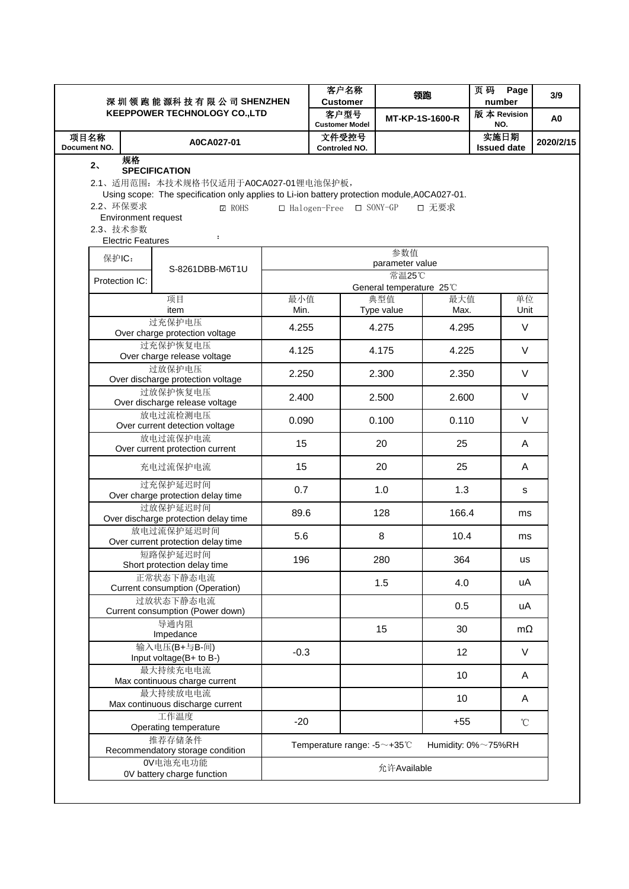## 2、 规格 SPECIFICATION

2.1、适用范围：本技术规格书仅适用于A0CA027-01锂电池保护板，
Using scope: The specification only applies to Li-ion battery protection module,A0CA027-01.

2.2、环保要求 ☑ ROHS ☐ Halogen-Free ☐ SONY-GP ☐ 无要求
Environment request

2.3、技术参数
Electric Features

| 保护IC：<br>Protection IC: | S-8261DBB-M6T1U | 参数值<br>parameter value<br>常温25℃<br>General temperature 25℃ | | | |
|---|---|---|---|---|---|
| 项目<br>item | | 最小值<br>Min. | 典型值<br>Type value | 最大值<br>Max. | 单位<br>Unit |
| 过充保护电压<br>Over charge protection voltage | | 4.255 | 4.275 | 4.295 | V |
| 过充保护恢复电压<br>Over charge release voltage | | 4.125 | 4.175 | 4.225 | V |
| 过放保护电压<br>Over discharge protection voltage | | 2.250 | 2.300 | 2.350 | V |
| 过放保护恢复电压<br>Over discharge release voltage | | 2.400 | 2.500 | 2.600 | V |
| 放电过流检测电压<br>Over current detection voltage | | 0.090 | 0.100 | 0.110 | V |
| 放电过流保护电流<br>Over current protection current | | 15 | 20 | 25 | A |
| 充电过流保护电流 | | 15 | 20 | 25 | A |
| 过充保护延迟时间<br>Over charge protection delay time | | 0.7 | 1.0 | 1.3 | s |
| 过放保护延迟时间<br>Over discharge protection delay time | | 89.6 | 128 | 166.4 | ms |
| 放电过流保护延迟时间<br>Over current protection delay time | | 5.6 | 8 | 10.4 | ms |
| 短路保护延迟时间<br>Short protection delay time | | 196 | 280 | 364 | us |
| 正常状态下静态电流<br>Current consumption (Operation) | | | 1.5 | 4.0 | uA |
| 过放状态下静态电流<br>Current consumption (Power down) | | | | 0.5 | uA |
| 导通内阻<br>Impedance | | | 15 | 30 | mΩ |
| 输入电压(B+与B-间)<br>Input voltage(B+ to B-) | | -0.3 | | 12 | V |
| 最大持续充电电流<br>Max continuous charge current | | | | 10 | A |
| 最大持续放电电流<br>Max continuous discharge current | | | | 10 | A |
| 工作温度<br>Operating temperature | | -20 | | +55 | ℃ |
| 推荐存储条件<br>Recommendatory storage condition | | Temperature range: -5～+35℃ Humidity: 0%～75%RH | | | |
| 0V电池充电功能<br>0V battery charge function | | 允许Available | | | |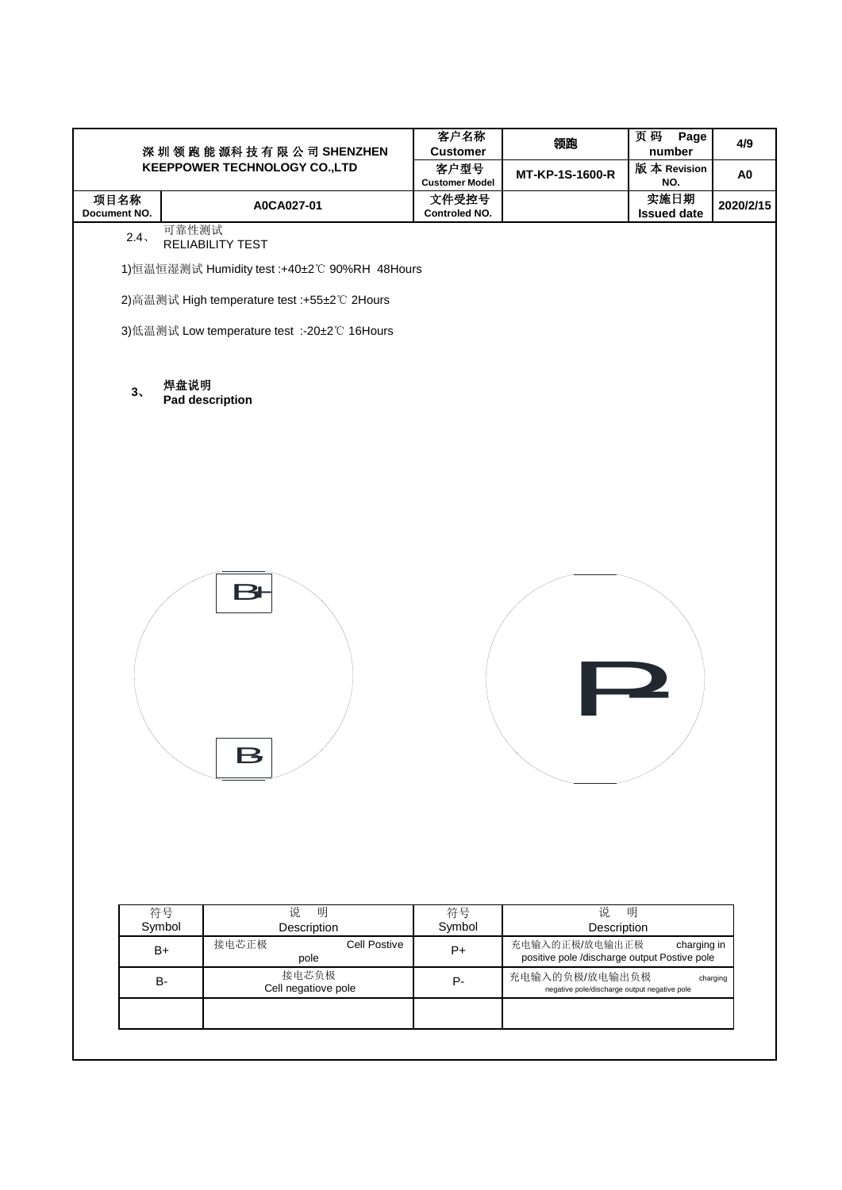| 深圳领跑能源科技有限公司 SHENZHEN KEEPPOWER TECHNOLOGY CO.,LTD | | 客户名称 Customer | 领跑 | 页码 Page number | 4/9 |
|---|---|---|---|---|---|
| | | 客户型号 Customer Model | MT-KP-1S-1600-R | 版本 Revision NO. | A0 |
| 项目名称 Document NO. | A0CA027-01 | 文件受控号 Controled NO. | | 实施日期 Issued date | 2020/2/15 |

2.4、 可靠性测试
RELIABILITY TEST

1)恒温恒湿测试 Humidity test :+40±2℃ 90%RH 48Hours

2)高温测试 High temperature test :+55±2℃ 2Hours

3)低温测试 Low temperature test :-20±2℃ 16Hours

## 3、 焊盘说明
**Pad description**

B+

B-

P-

| 符号 Symbol | 说明 Description | 符号 Symbol | 说明 Description |
|---|---|---|---|
| B+ | 接电芯正极 Cell Postive pole | P+ | 充电输入的正极/放电输出正极 charging in positive pole /discharge output Postive pole |
| B- | 接电芯负极 Cell negatiove pole | P- | 充电输入的负极/放电输出负极 charging negative pole/discharge output negative pole |
| | | | |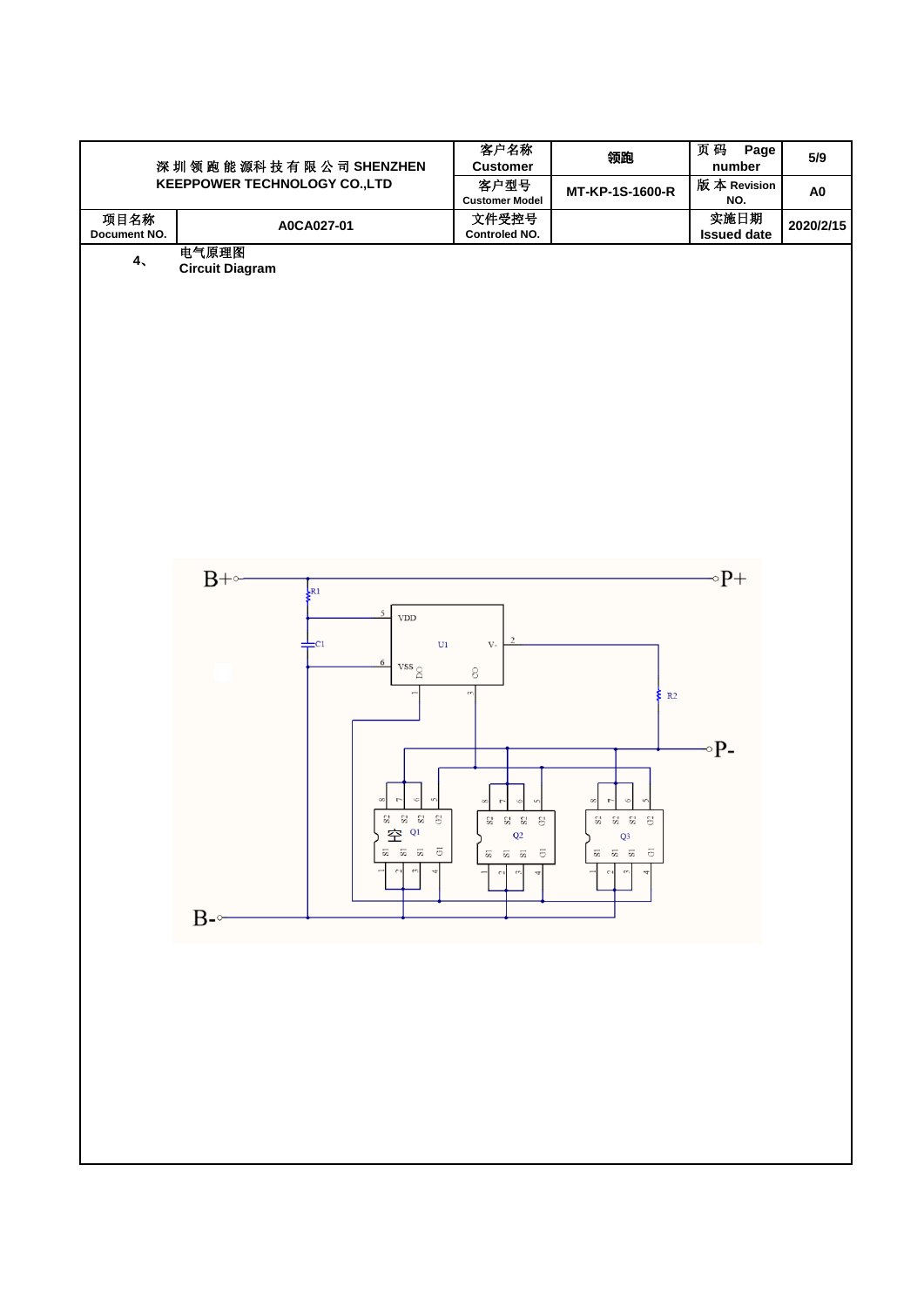| 深圳领跑能源科技有限公司 SHENZHEN KEEPPOWER TECHNOLOGY CO.,LTD | | 客户名称 Customer | 领跑 | 页码 Page number | 5/9 |
|---|---|---|---|---|---|
| | | 客户型号 Customer Model | MT-KP-1S-1600-R | 版本 Revision NO. | A0 |
| 项目名称 Document NO. | A0CA027-01 | 文件受控号 Controled NO. | | 实施日期 Issued date | 2020/2/15 |

4、 电气原理图
**Circuit Diagram**

B+ P+ R1 C1 5 VDD U1 V- 2 6 VSS DO CO 1 3 R2 P- 8 7 6 5 S2 S2 S2 G2 空 Q1 S1 S1 S1 G1 1 2 3 4 8 7 6 5 S2 S2 S2 G2 Q2 S1 S1 S1 G1 1 2 3 4 8 7 6 5 S2 S2 S2 G2 Q3 S1 S1 S1 G1 1 2 3 4 B-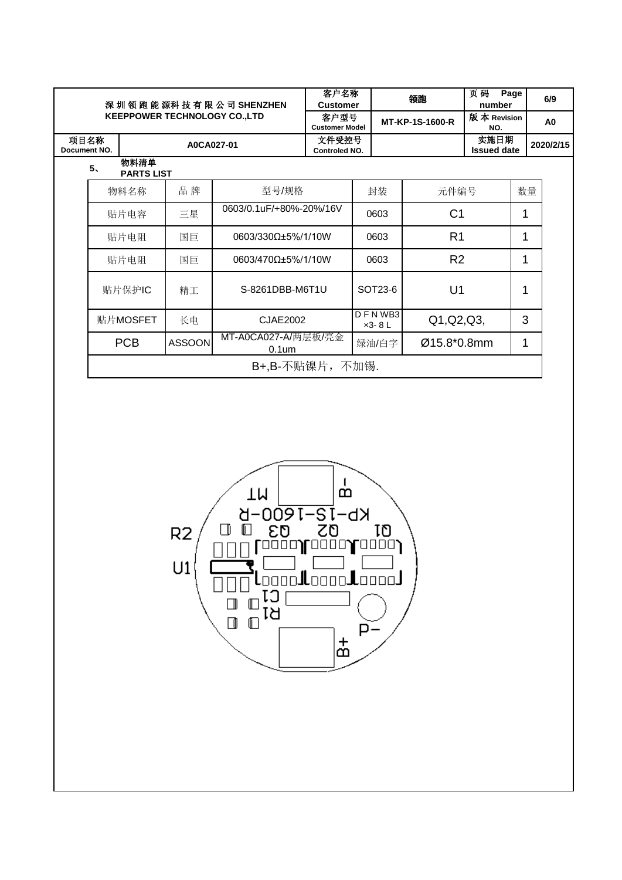| 深圳领跑能源科技有限公司 SHENZHEN KEEPPOWER TECHNOLOGY CO.,LTD | | 客户名称 Customer | 领跑 | 页码 Page number | 6/9 |
|---|---|---|---|---|---|
| | | 客户型号 Customer Model | MT-KP-1S-1600-R | 版本 Revision NO. | A0 |
| 项目名称 Document NO. | A0CA027-01 | 文件受控号 Controled NO. | | 实施日期 Issued date | 2020/2/15 |

5、 **物料清单 PARTS LIST**

| 物料名称 | 品牌 | 型号/规格 | 封装 | 元件编号 | 数量 |
|---|---|---|---|---|---|
| 贴片电容 | 三星 | 0603/0.1uF/+80%-20%/16V | 0603 | C1 | 1 |
| 贴片电阻 | 国巨 | 0603/330Ω±5%/1/10W | 0603 | R1 | 1 |
| 贴片电阻 | 国巨 | 0603/470Ω±5%/1/10W | 0603 | R2 | 1 |
| 贴片保护IC | 精工 | S-8261DBB-M6T1U | SOT23-6 | U1 | 1 |
| 贴片MOSFET | 长电 | CJAE2002 | DFNWB3×3-8L | Q1,Q2,Q3, | 3 |
| PCB | ASSOON | MT-A0CA027-A/两层板/亮金0.1um | 绿油/白字 | Ø15.8*0.8mm | 1 |
| B+,B-不贴镍片，不加锡. | | | | | |

R2

U1

MT

B-

KP-1S-1600-R

Q3 Q2 Q1

C1

R1

P-

B+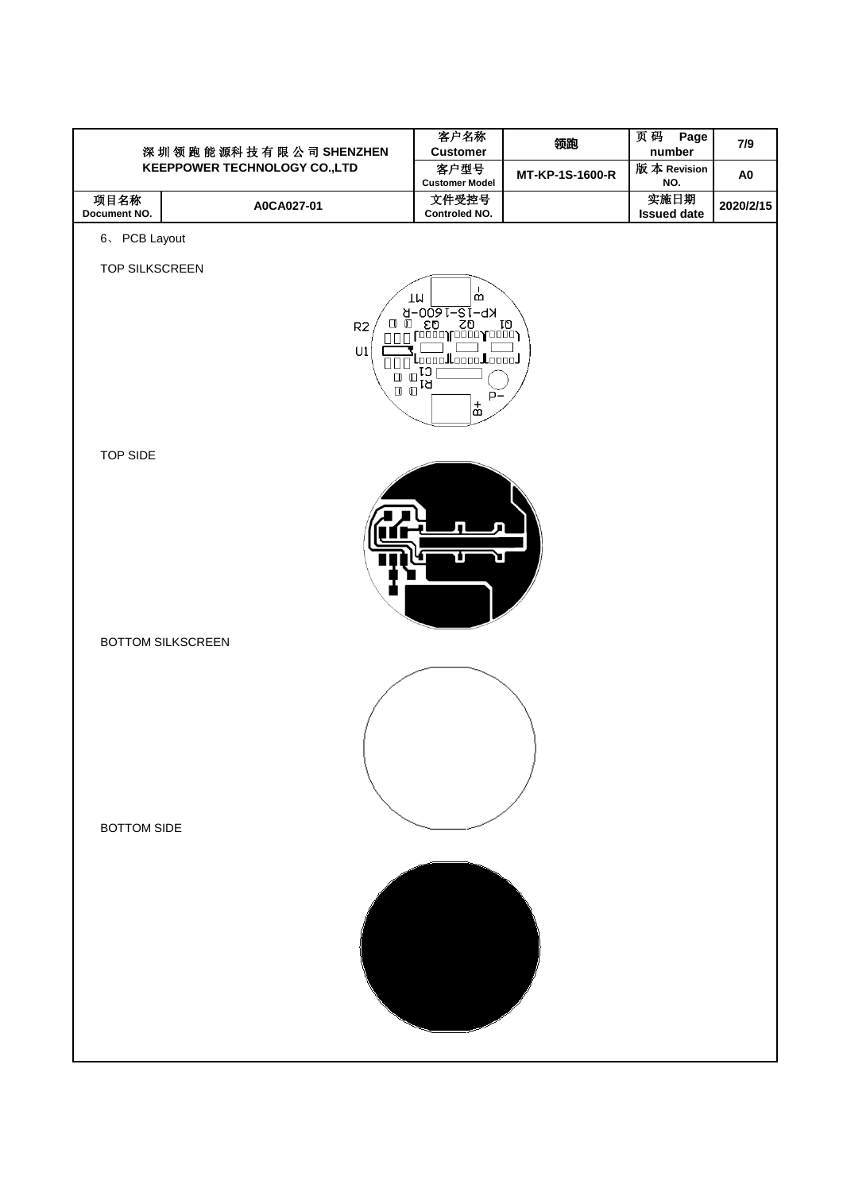| 深圳领跑能源科技有限公司 SHENZHEN KEEPPOWER TECHNOLOGY CO.,LTD | | 客户名称 Customer | 领跑 | 页码 Page number | 7/9 |
|---|---|---|---|---|---|
| | | 客户型号 Customer Model | MT-KP-1S-1600-R | 版本 Revision NO. | A0 |
| 项目名称 Document NO. | A0CA027-01 | 文件受控号 Controled NO. | | 实施日期 Issued date | 2020/2/15 |

6、PCB Layout

TOP SILKSCREEN

TOP SIDE

BOTTOM SILKSCREEN

BOTTOM SIDE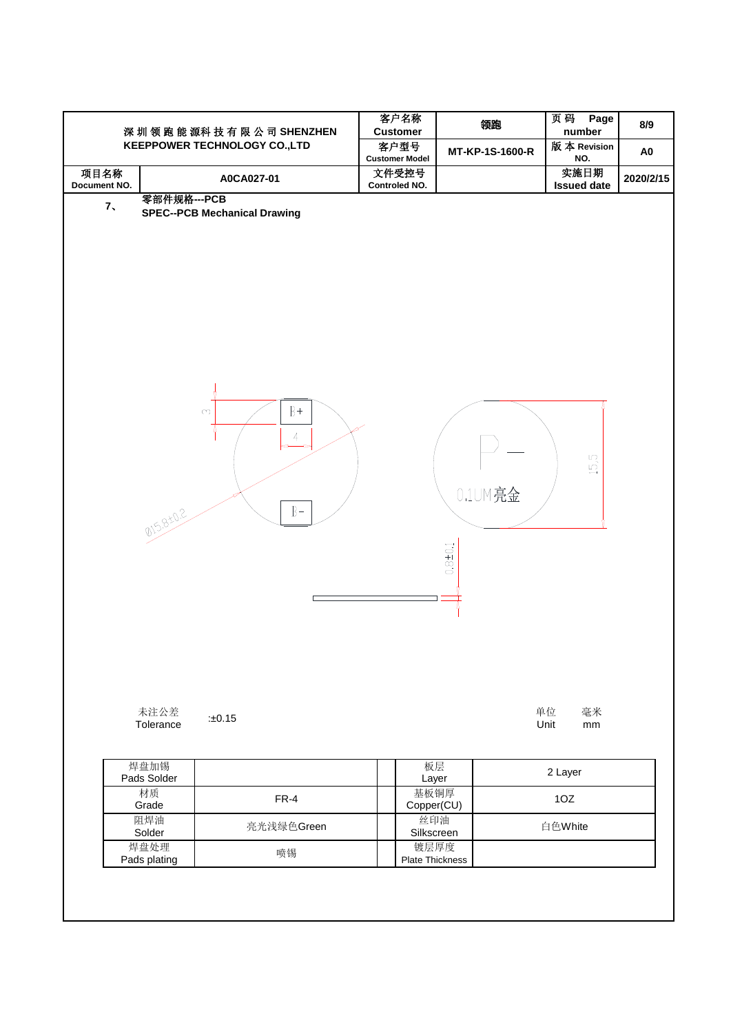| 深圳领跑能源科技有限公司 SHENZHEN KEEPPOWER TECHNOLOGY CO.,LTD | | 客户名称 Customer | 领跑 | 页码 Page number | 8/9 |
|---|---|---|---|---|---|
| | | 客户型号 Customer Model | MT-KP-1S-1600-R | 版本 Revision NO. | A0 |
| 项目名称 Document NO. | A0CA027-01 | 文件受控号 Controled NO. | | 实施日期 Issued date | 2020/2/15 |

7、 零部件规格---PCB
SPEC--PCB Mechanical Drawing

B+
B-
3
4
Ø15.8±0.2
P —
0.1UM亮金
15.5
0.8±0.1

未注公差 Tolerance :±0.15

单位 Unit 毫米 mm

| 焊盘加锡 Pads Solder | | | 板层 Layer | 2 Layer |
|---|---|---|---|---|
| 材质 Grade | FR-4 | | 基板铜厚 Copper(CU) | 1OZ |
| 阻焊油 Solder | 亮光浅绿色Green | | 丝印油 Silkscreen | 白色White |
| 焊盘处理 Pads plating | 喷锡 | | 镀层厚度 Plate Thickness | |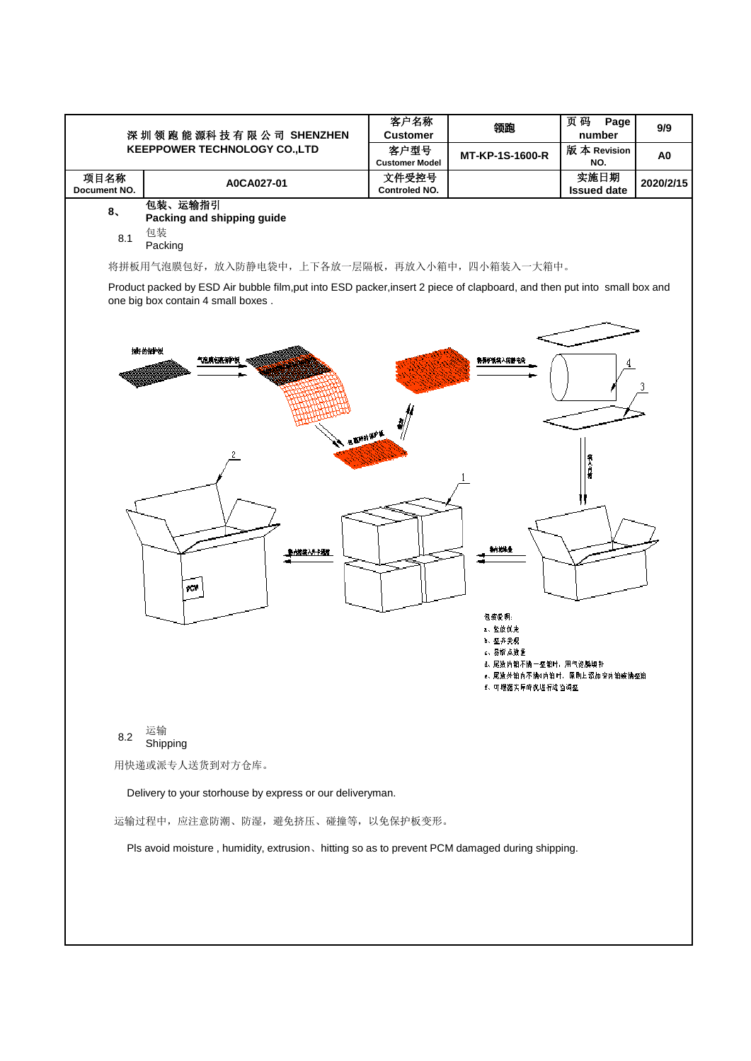**8、 包装、运输指引**
**Packing and shipping guide**

8.1 包装
Packing

将拼板用气泡膜包好，放入防静电袋中，上下各放一层隔板，再放入小箱中，四小箱装入一大箱中。

Product packed by ESD Air bubble film,put into ESD packer,insert 2 piece of clapboard, and then put into small box and one big box contain 4 small boxes .

包装说明:
a、整齐放置
b、整齐美观
c、易清点数量
d、尾数内箱不满一整箱时，用气泡膜填补
e、尾数外箱内不满4内箱时，原则上添加空内箱或填充物
f、可根据实际情况进行适当调整

8.2 运输
Shipping

用快递或派专人送货到对方仓库。

Delivery to your storhouse by express or our deliveryman.

运输过程中，应注意防潮、防湿，避免挤压、碰撞等，以免保护板变形。

Pls avoid moisture , humidity, extrusion、hitting so as to prevent PCM damaged during shipping.